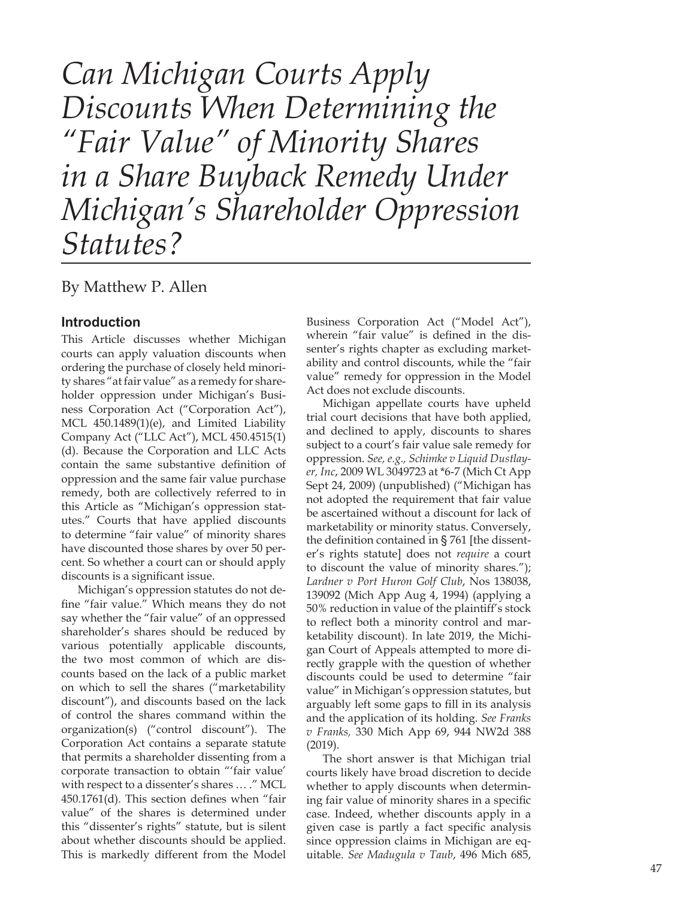# *Can Michigan Courts Apply Discounts When Determining the "Fair Value" of Minority Shares in a Share Buyback Remedy Under Michigan's Shareholder Oppression Statutes?*

By Matthew P. Allen

## Introduction

This Article discusses whether Michigan courts can apply valuation discounts when ordering the purchase of closely held minority shares "at fair value" as a remedy for shareholder oppression under Michigan's Business Corporation Act ("Corporation Act"), MCL 450.1489(1)(e), and Limited Liability Company Act ("LLC Act"), MCL 450.4515(1)(d). Because the Corporation and LLC Acts contain the same substantive definition of oppression and the same fair value purchase remedy, both are collectively referred to in this Article as "Michigan's oppression statutes." Courts that have applied discounts to determine "fair value" of minority shares have discounted those shares by over 50 percent. So whether a court can or should apply discounts is a significant issue.

Michigan's oppression statutes do not define "fair value." Which means they do not say whether the "fair value" of an oppressed shareholder's shares should be reduced by various potentially applicable discounts, the two most common of which are discounts based on the lack of a public market on which to sell the shares ("marketability discount"), and discounts based on the lack of control the shares command within the organization(s) ("control discount"). The Corporation Act contains a separate statute that permits a shareholder dissenting from a corporate transaction to obtain "'fair value' with respect to a dissenter's shares … ." MCL 450.1761(d). This section defines when "fair value" of the shares is determined under this "dissenter's rights" statute, but is silent about whether discounts should be applied. This is markedly different from the Model Business Corporation Act ("Model Act"), wherein "fair value" is defined in the dissenter's rights chapter as excluding marketability and control discounts, while the "fair value" remedy for oppression in the Model Act does not exclude discounts.

Michigan appellate courts have upheld trial court decisions that have both applied, and declined to apply, discounts to shares subject to a court's fair value sale remedy for oppression. *See, e.g., Schimke v Liquid Dustlayer, Inc*, 2009 WL 3049723 at \*6-7 (Mich Ct App Sept 24, 2009) (unpublished) ("Michigan has not adopted the requirement that fair value be ascertained without a discount for lack of marketability or minority status. Conversely, the definition contained in § 761 [the dissenter's rights statute] does not *require* a court to discount the value of minority shares."); *Lardner v Port Huron Golf Club*, Nos 138038, 139092 (Mich App Aug 4, 1994) (applying a 50% reduction in value of the plaintiff's stock to reflect both a minority control and marketability discount). In late 2019, the Michigan Court of Appeals attempted to more directly grapple with the question of whether discounts could be used to determine "fair value" in Michigan's oppression statutes, but arguably left some gaps to fill in its analysis and the application of its holding. *See Franks v Franks,* 330 Mich App 69, 944 NW2d 388 (2019).

The short answer is that Michigan trial courts likely have broad discretion to decide whether to apply discounts when determining fair value of minority shares in a specific case. Indeed, whether discounts apply in a given case is partly a fact specific analysis since oppression claims in Michigan are equitable. *See Madugula v Taub*, 496 Mich 685,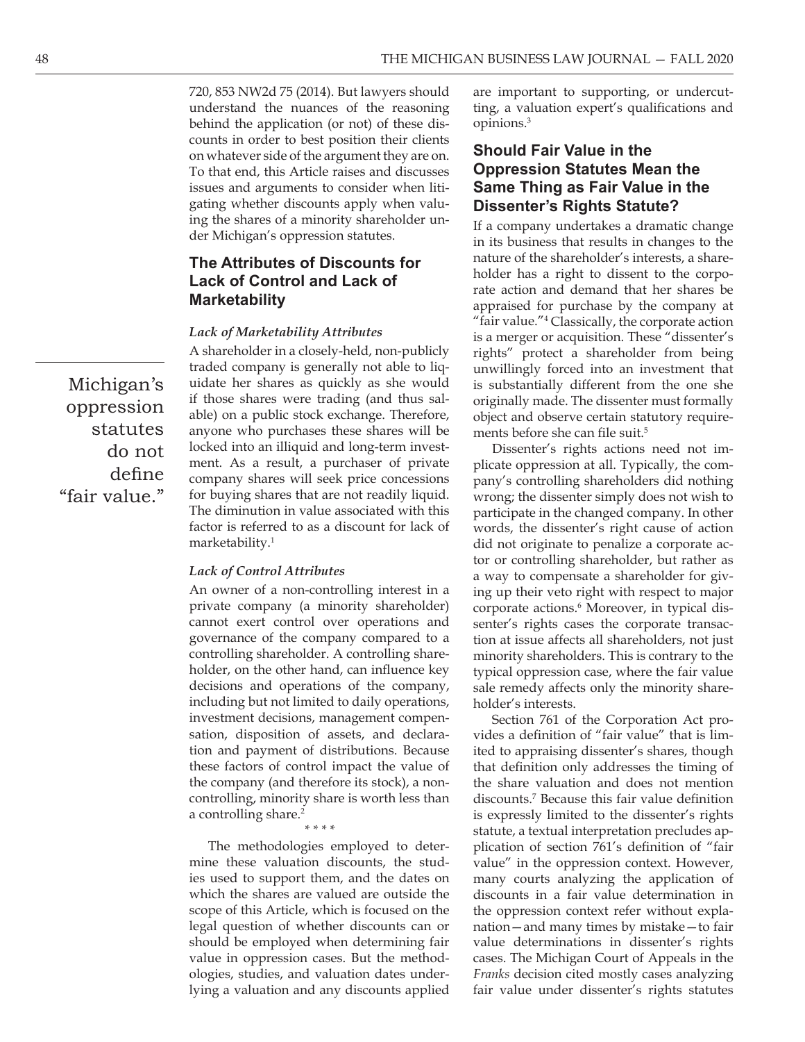720, 853 NW2d 75 (2014). But lawyers should understand the nuances of the reasoning behind the application (or not) of these discounts in order to best position their clients on whatever side of the argument they are on. To that end, this Article raises and discusses issues and arguments to consider when litigating whether discounts apply when valuing the shares of a minority shareholder under Michigan's oppression statutes.

## The Attributes of Discounts for Lack of Control and Lack of Marketability

### *Lack of Marketability Attributes*

A shareholder in a closely-held, non-publicly traded company is generally not able to liquidate her shares as quickly as she would if those shares were trading (and thus salable) on a public stock exchange. Therefore, anyone who purchases these shares will be locked into an illiquid and long-term investment. As a result, a purchaser of private company shares will seek price concessions for buying shares that are not readily liquid. The diminution in value associated with this factor is referred to as a discount for lack of marketability.[1]

Michigan's oppression statutes do not define "fair value."

### *Lack of Control Attributes*

An owner of a non-controlling interest in a private company (a minority shareholder) cannot exert control over operations and governance of the company compared to a controlling shareholder. A controlling shareholder, on the other hand, can influence key decisions and operations of the company, including but not limited to daily operations, investment decisions, management compensation, disposition of assets, and declaration and payment of distributions. Because these factors of control impact the value of the company (and therefore its stock), a non-controlling, minority share is worth less than a controlling share.[2]

\* \* \* \*

The methodologies employed to determine these valuation discounts, the studies used to support them, and the dates on which the shares are valued are outside the scope of this Article, which is focused on the legal question of whether discounts can or should be employed when determining fair value in oppression cases. But the methodologies, studies, and valuation dates underlying a valuation and any discounts applied are important to supporting, or undercutting, a valuation expert's qualifications and opinions.[3]

## Should Fair Value in the Oppression Statutes Mean the Same Thing as Fair Value in the Dissenter's Rights Statute?

If a company undertakes a dramatic change in its business that results in changes to the nature of the shareholder's interests, a shareholder has a right to dissent to the corporate action and demand that her shares be appraised for purchase by the company at "fair value."[4] Classically, the corporate action is a merger or acquisition. These "dissenter's rights" protect a shareholder from being unwillingly forced into an investment that is substantially different from the one she originally made. The dissenter must formally object and observe certain statutory requirements before she can file suit.[5]

Dissenter's rights actions need not implicate oppression at all. Typically, the company's controlling shareholders did nothing wrong; the dissenter simply does not wish to participate in the changed company. In other words, the dissenter's right cause of action did not originate to penalize a corporate actor or controlling shareholder, but rather as a way to compensate a shareholder for giving up their veto right with respect to major corporate actions.[6] Moreover, in typical dissenter's rights cases the corporate transaction at issue affects all shareholders, not just minority shareholders. This is contrary to the typical oppression case, where the fair value sale remedy affects only the minority shareholder's interests.

Section 761 of the Corporation Act provides a definition of "fair value" that is limited to appraising dissenter's shares, though that definition only addresses the timing of the share valuation and does not mention discounts.[7] Because this fair value definition is expressly limited to the dissenter's rights statute, a textual interpretation precludes application of section 761's definition of "fair value" in the oppression context. However, many courts analyzing the application of discounts in a fair value determination in the oppression context refer without explanation—and many times by mistake—to fair value determinations in dissenter's rights cases. The Michigan Court of Appeals in the *Franks* decision cited mostly cases analyzing fair value under dissenter's rights statutes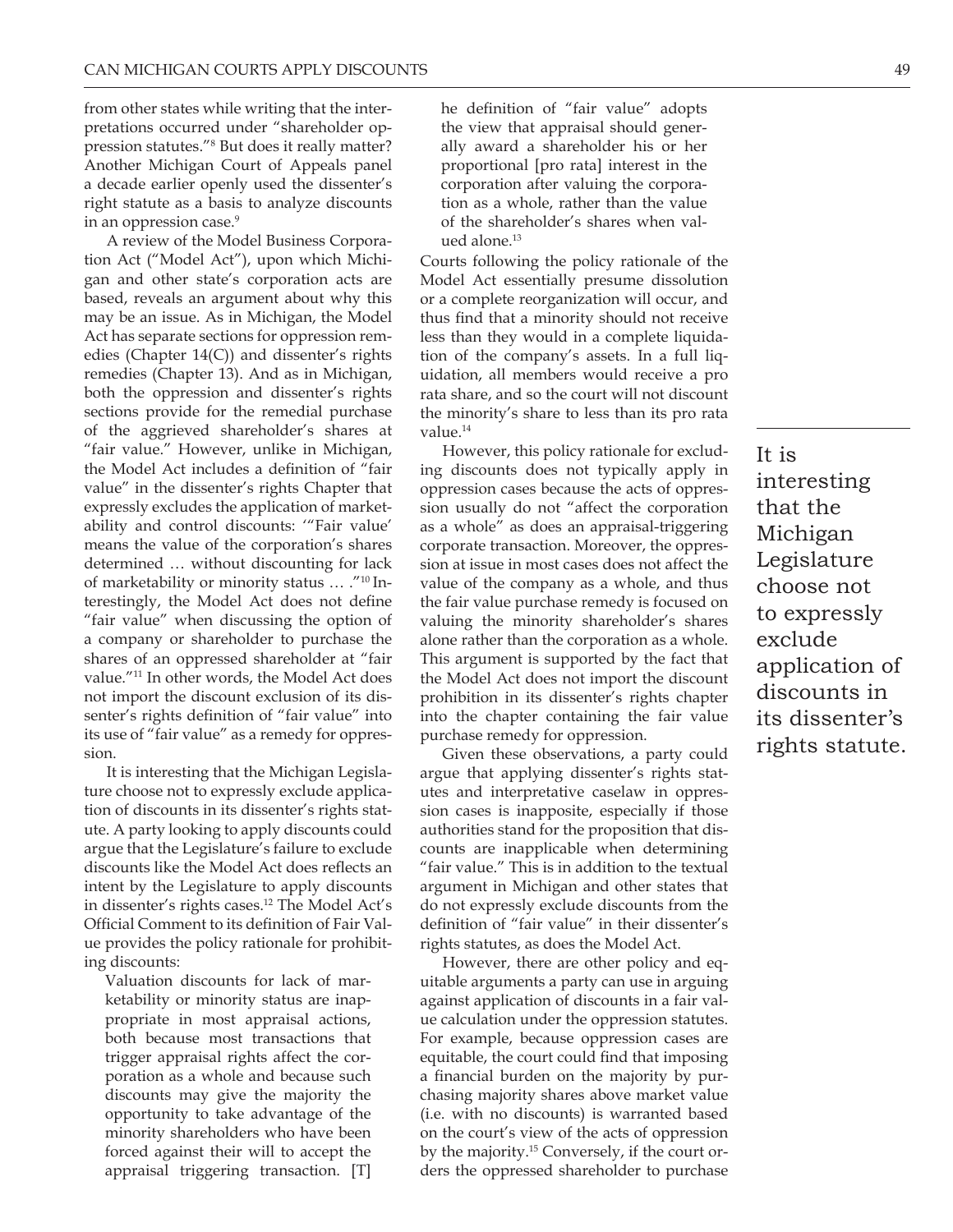from other states while writing that the interpretations occurred under "shareholder oppression statutes."[8] But does it really matter? Another Michigan Court of Appeals panel a decade earlier openly used the dissenter's right statute as a basis to analyze discounts in an oppression case.[9]

A review of the Model Business Corporation Act ("Model Act"), upon which Michigan and other state's corporation acts are based, reveals an argument about why this may be an issue. As in Michigan, the Model Act has separate sections for oppression remedies (Chapter 14(C)) and dissenter's rights remedies (Chapter 13). And as in Michigan, both the oppression and dissenter's rights sections provide for the remedial purchase of the aggrieved shareholder's shares at "fair value." However, unlike in Michigan, the Model Act includes a definition of "fair value" in the dissenter's rights Chapter that expressly excludes the application of marketability and control discounts: '"Fair value' means the value of the corporation's shares determined … without discounting for lack of marketability or minority status … ."[10] Interestingly, the Model Act does not define "fair value" when discussing the option of a company or shareholder to purchase the shares of an oppressed shareholder at "fair value."[11] In other words, the Model Act does not import the discount exclusion of its dissenter's rights definition of "fair value" into its use of "fair value" as a remedy for oppression.

It is interesting that the Michigan Legislature choose not to expressly exclude application of discounts in its dissenter's rights statute. A party looking to apply discounts could argue that the Legislature's failure to exclude discounts like the Model Act does reflects an intent by the Legislature to apply discounts in dissenter's rights cases.[12] The Model Act's Official Comment to its definition of Fair Value provides the policy rationale for prohibiting discounts:

> Valuation discounts for lack of marketability or minority status are inappropriate in most appraisal actions, both because most transactions that trigger appraisal rights affect the corporation as a whole and because such discounts may give the majority the opportunity to take advantage of the minority shareholders who have been forced against their will to accept the appraisal triggering transaction. [T]he definition of "fair value" adopts the view that appraisal should generally award a shareholder his or her proportional [pro rata] interest in the corporation after valuing the corporation as a whole, rather than the value of the shareholder's shares when valued alone.[13]

Courts following the policy rationale of the Model Act essentially presume dissolution or a complete reorganization will occur, and thus find that a minority should not receive less than they would in a complete liquidation of the company's assets. In a full liquidation, all members would receive a pro rata share, and so the court will not discount the minority's share to less than its pro rata value.[14]

However, this policy rationale for excluding discounts does not typically apply in oppression cases because the acts of oppression usually do not "affect the corporation as a whole" as does an appraisal-triggering corporate transaction. Moreover, the oppression at issue in most cases does not affect the value of the company as a whole, and thus the fair value purchase remedy is focused on valuing the minority shareholder's shares alone rather than the corporation as a whole. This argument is supported by the fact that the Model Act does not import the discount prohibition in its dissenter's rights chapter into the chapter containing the fair value purchase remedy for oppression.

Given these observations, a party could argue that applying dissenter's rights statutes and interpretative caselaw in oppression cases is inapposite, especially if those authorities stand for the proposition that discounts are inapplicable when determining "fair value." This is in addition to the textual argument in Michigan and other states that do not expressly exclude discounts from the definition of "fair value" in their dissenter's rights statutes, as does the Model Act.

However, there are other policy and equitable arguments a party can use in arguing against application of discounts in a fair value calculation under the oppression statutes. For example, because oppression cases are equitable, the court could find that imposing a financial burden on the majority by purchasing majority shares above market value (i.e. with no discounts) is warranted based on the court's view of the acts of oppression by the majority.[15] Conversely, if the court orders the oppressed shareholder to purchase

> It is interesting that the Michigan Legislature choose not to expressly exclude application of discounts in its dissenter's rights statute.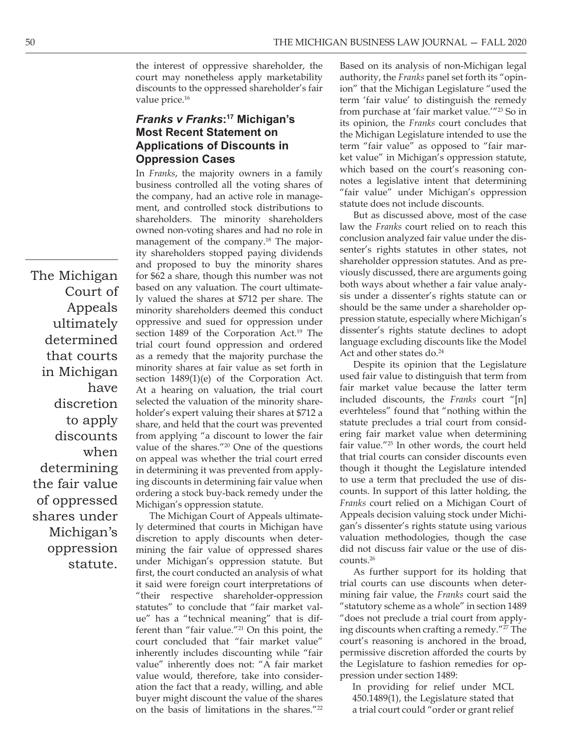the interest of oppressive shareholder, the court may nonetheless apply marketability discounts to the oppressed shareholder's fair value price.[16]

## *Franks v Franks*:[17] Michigan's Most Recent Statement on Applications of Discounts in Oppression Cases

In *Franks*, the majority owners in a family business controlled all the voting shares of the company, had an active role in management, and controlled stock distributions to shareholders. The minority shareholders owned non-voting shares and had no role in management of the company.[18] The majority shareholders stopped paying dividends and proposed to buy the minority shares for $62 a share, though this number was not based on any valuation. The court ultimately valued the shares at $712 per share. The minority shareholders deemed this conduct oppressive and sued for oppression under section 1489 of the Corporation Act.[19] The trial court found oppression and ordered as a remedy that the majority purchase the minority shares at fair value as set forth in section 1489(1)(e) of the Corporation Act. At a hearing on valuation, the trial court selected the valuation of the minority shareholder's expert valuing their shares at $712 a share, and held that the court was prevented from applying "a discount to lower the fair value of the shares."[20] One of the questions on appeal was whether the trial court erred in determining it was prevented from applying discounts in determining fair value when ordering a stock buy-back remedy under the Michigan's oppression statute.

> The Michigan Court of Appeals ultimately determined that courts in Michigan have discretion to apply discounts when determining the fair value of oppressed shares under Michigan's oppression statute.

The Michigan Court of Appeals ultimately determined that courts in Michigan have discretion to apply discounts when determining the fair value of oppressed shares under Michigan's oppression statute. But first, the court conducted an analysis of what it said were foreign court interpretations of "their respective shareholder-oppression statutes" to conclude that "fair market value" has a "technical meaning" that is different than "fair value."[21] On this point, the court concluded that "fair market value" inherently includes discounting while "fair value" inherently does not: "A fair market value would, therefore, take into consideration the fact that a ready, willing, and able buyer might discount the value of the shares on the basis of limitations in the shares."[22] Based on its analysis of non-Michigan legal authority, the *Franks* panel set forth its "opinion" that the Michigan Legislature "used the term 'fair value' to distinguish the remedy from purchase at 'fair market value.'"[23] So in its opinion, the *Franks* court concludes that the Michigan Legislature intended to use the term "fair value" as opposed to "fair market value" in Michigan's oppression statute, which based on the court's reasoning connotes a legislative intent that determining "fair value" under Michigan's oppression statute does not include discounts.

But as discussed above, most of the case law the *Franks* court relied on to reach this conclusion analyzed fair value under the dissenter's rights statutes in other states, not shareholder oppression statutes. And as previously discussed, there are arguments going both ways about whether a fair value analysis under a dissenter's rights statute can or should be the same under a shareholder oppression statute, especially where Michigan's dissenter's rights statute declines to adopt language excluding discounts like the Model Act and other states do.[24]

Despite its opinion that the Legislature used fair value to distinguish that term from fair market value because the latter term included discounts, the *Franks* court "[n] everhteless" found that "nothing within the statute precludes a trial court from considering fair market value when determining fair value."[25] In other words, the court held that trial courts can consider discounts even though it thought the Legislature intended to use a term that precluded the use of discounts. In support of this latter holding, the *Franks* court relied on a Michigan Court of Appeals decision valuing stock under Michigan's dissenter's rights statute using various valuation methodologies, though the case did not discuss fair value or the use of discounts.[26]

As further support for its holding that trial courts can use discounts when determining fair value, the *Franks* court said the "statutory scheme as a whole" in section 1489 "does not preclude a trial court from applying discounts when crafting a remedy."[27] The court's reasoning is anchored in the broad, permissive discretion afforded the courts by the Legislature to fashion remedies for oppression under section 1489:

> In providing for relief under MCL 450.1489(1), the Legislature stated that a trial court could "order or grant relief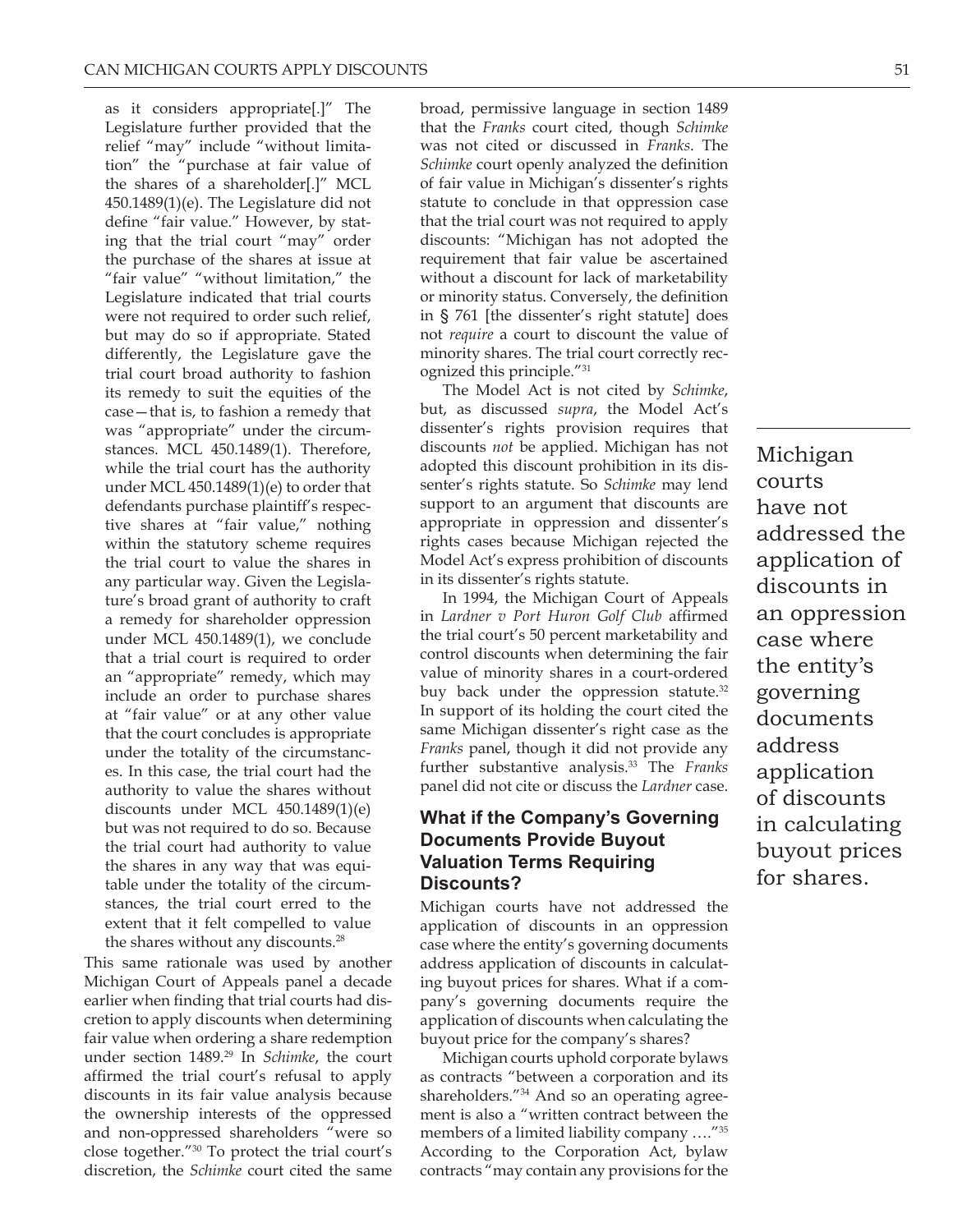as it considers appropriate[.]" The Legislature further provided that the relief "may" include "without limitation" the "purchase at fair value of the shares of a shareholder[.]" MCL 450.1489(1)(e). The Legislature did not define "fair value." However, by stating that the trial court "may" order the purchase of the shares at issue at "fair value" "without limitation," the Legislature indicated that trial courts were not required to order such relief, but may do so if appropriate. Stated differently, the Legislature gave the trial court broad authority to fashion its remedy to suit the equities of the case—that is, to fashion a remedy that was "appropriate" under the circumstances. MCL 450.1489(1). Therefore, while the trial court has the authority under MCL 450.1489(1)(e) to order that defendants purchase plaintiff's respective shares at "fair value," nothing within the statutory scheme requires the trial court to value the shares in any particular way. Given the Legislature's broad grant of authority to craft a remedy for shareholder oppression under MCL 450.1489(1), we conclude that a trial court is required to order an "appropriate" remedy, which may include an order to purchase shares at "fair value" or at any other value that the court concludes is appropriate under the totality of the circumstances. In this case, the trial court had the authority to value the shares without discounts under MCL 450.1489(1)(e) but was not required to do so. Because the trial court had authority to value the shares in any way that was equitable under the totality of the circumstances, the trial court erred to the extent that it felt compelled to value the shares without any discounts.[28]

This same rationale was used by another Michigan Court of Appeals panel a decade earlier when finding that trial courts had discretion to apply discounts when determining fair value when ordering a share redemption under section 1489.[29] In *Schimke*, the court affirmed the trial court's refusal to apply discounts in its fair value analysis because the ownership interests of the oppressed and non-oppressed shareholders "were so close together."[30] To protect the trial court's discretion, the *Schimke* court cited the same broad, permissive language in section 1489 that the *Franks* court cited, though *Schimke* was not cited or discussed in *Franks*. The *Schimke* court openly analyzed the definition of fair value in Michigan's dissenter's rights statute to conclude in that oppression case that the trial court was not required to apply discounts: "Michigan has not adopted the requirement that fair value be ascertained without a discount for lack of marketability or minority status. Conversely, the definition in § 761 [the dissenter's right statute] does not *require* a court to discount the value of minority shares. The trial court correctly recognized this principle."[31]

The Model Act is not cited by *Schimke*, but, as discussed *supra*, the Model Act's dissenter's rights provision requires that discounts *not* be applied. Michigan has not adopted this discount prohibition in its dissenter's rights statute. So *Schimke* may lend support to an argument that discounts are appropriate in oppression and dissenter's rights cases because Michigan rejected the Model Act's express prohibition of discounts in its dissenter's rights statute.

In 1994, the Michigan Court of Appeals in *Lardner v Port Huron Golf Club* affirmed the trial court's 50 percent marketability and control discounts when determining the fair value of minority shares in a court-ordered buy back under the oppression statute.[32] In support of its holding the court cited the same Michigan dissenter's right case as the *Franks* panel, though it did not provide any further substantive analysis.[33] The *Franks* panel did not cite or discuss the *Lardner* case.

## What if the Company's Governing Documents Provide Buyout Valuation Terms Requiring Discounts?

Michigan courts have not addressed the application of discounts in an oppression case where the entity's governing documents address application of discounts in calculating buyout prices for shares. What if a company's governing documents require the application of discounts when calculating the buyout price for the company's shares?

Michigan courts uphold corporate bylaws as contracts "between a corporation and its shareholders."[34] And so an operating agreement is also a "written contract between the members of a limited liability company …."[35] According to the Corporation Act, bylaw contracts "may contain any provisions for the

Michigan courts have not addressed the application of discounts in an oppression case where the entity's governing documents address application of discounts in calculating buyout prices for shares.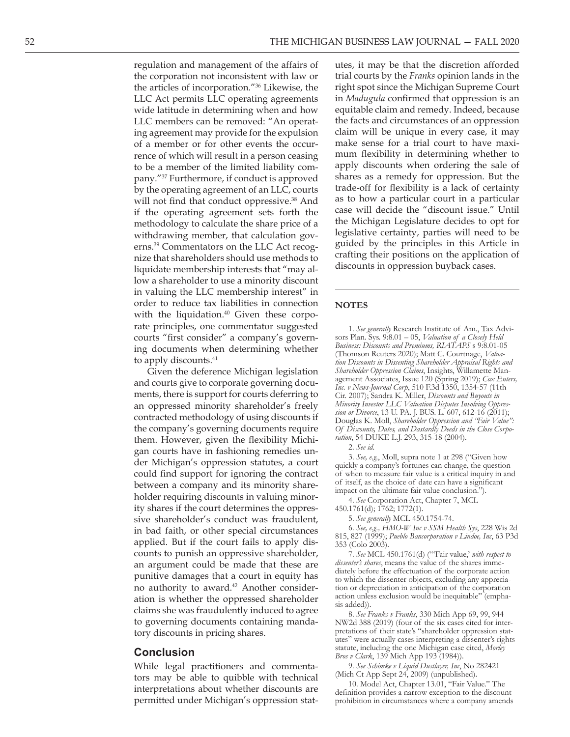regulation and management of the affairs of the corporation not inconsistent with law or the articles of incorporation."[36] Likewise, the LLC Act permits LLC operating agreements wide latitude in determining when and how LLC members can be removed: "An operating agreement may provide for the expulsion of a member or for other events the occurrence of which will result in a person ceasing to be a member of the limited liability company."[37] Furthermore, if conduct is approved by the operating agreement of an LLC, courts will not find that conduct oppressive.[38] And if the operating agreement sets forth the methodology to calculate the share price of a withdrawing member, that calculation governs.[39] Commentators on the LLC Act recognize that shareholders should use methods to liquidate membership interests that "may allow a shareholder to use a minority discount in valuing the LLC membership interest" in order to reduce tax liabilities in connection with the liquidation.[40] Given these corporate principles, one commentator suggested courts "first consider" a company's governing documents when determining whether to apply discounts.[41]

Given the deference Michigan legislation and courts give to corporate governing documents, there is support for courts deferring to an oppressed minority shareholder's freely contracted methodology of using discounts if the company's governing documents require them. However, given the flexibility Michigan courts have in fashioning remedies under Michigan's oppression statutes, a court could find support for ignoring the contract between a company and its minority shareholder requiring discounts in valuing minority shares if the court determines the oppressive shareholder's conduct was fraudulent, in bad faith, or other special circumstances applied. But if the court fails to apply discounts to punish an oppressive shareholder, an argument could be made that these are punitive damages that a court in equity has no authority to award.[42] Another consideration is whether the oppressed shareholder claims she was fraudulently induced to agree to governing documents containing mandatory discounts in pricing shares.

## Conclusion

While legal practitioners and commentators may be able to quibble with technical interpretations about whether discounts are permitted under Michigan's oppression statutes, it may be that the discretion afforded trial courts by the *Franks* opinion lands in the right spot since the Michigan Supreme Court in *Madugula* confirmed that oppression is an equitable claim and remedy. Indeed, because the facts and circumstances of an oppression claim will be unique in every case, it may make sense for a trial court to have maximum flexibility in determining whether to apply discounts when ordering the sale of shares as a remedy for oppression. But the trade-off for flexibility is a lack of certainty as to how a particular court in a particular case will decide the "discount issue." Until the Michigan Legislature decides to opt for legislative certainty, parties will need to be guided by the principles in this Article in crafting their positions on the application of discounts in oppression buyback cases.

---

## NOTES

1. *See generally* Research Institute of Am., Tax Advisors Plan. Sys. 9:8.01 – 05, *Valuation of a Closely Held Business: Discounts and Premiums, RIATAPS* s 9:8.01-05 (Thomson Reuters 2020); Matt C. Courtnage, *Valuation Discounts in Dissenting Shareholder Appraisal Rights and Shareholder Oppression Claims*, Insights, Willamette Management Associates, Issue 120 (Spring 2019); *Cox Enters, Inc. v News-Journal Corp*, 510 F.3d 1350, 1354-57 (11th Cir. 2007); Sandra K. Miller, *Discounts and Buyouts in Minority Investor LLC Valuation Disputes Involving Oppression or Divorce*, 13 U. PA. J. BUS. L. 607, 612-16 (2011); Douglas K. Moll, *Shareholder Oppression and "Fair Value": Of Discounts, Dates, and Dastardly Deeds in the Close Corporation*, 54 DUKE L.J. 293, 315-18 (2004).

2. *See id*.

3. *See, e.g.*, Moll, supra note 1 at 298 ("Given how quickly a company's fortunes can change, the question of when to measure fair value is a critical inquiry in and of itself, as the choice of date can have a significant impact on the ultimate fair value conclusion.").

4. *See* Corporation Act, Chapter 7, MCL 450.1761(d); 1762; 1772(1).

5. *See generally* MCL 450.1754-74.

6. *See, e.g., HMO-W Inc v SSM Health Sys*, 228 Wis 2d 815, 827 (1999); *Pueblo Bancorporation v Lindoe, Inc*, 63 P3d 353 (Colo 2003).

7. *See* MCL 450.1761(d) ("'Fair value,' *with respect to dissenter's shares*, means the value of the shares immediately before the effectuation of the corporate action to which the dissenter objects, excluding any appreciation or depreciation in anticipation of the corporation action unless exclusion would be inequitable" (emphasis added)).

8. *See Franks v Franks*, 330 Mich App 69, 99, 944 NW2d 388 (2019) (four of the six cases cited for interpretations of their state's "shareholder oppression statutes" were actually cases interpreting a dissenter's rights statute, including the one Michigan case cited, *Morley Bros v Clark*, 139 Mich App 193 (1984)).

9. *See Schimke v Liquid Dustlayer, Inc*, No 282421 (Mich Ct App Sept 24, 2009) (unpublished).

10. Model Act, Chapter 13.01, "Fair Value." The definition provides a narrow exception to the discount prohibition in circumstances where a company amends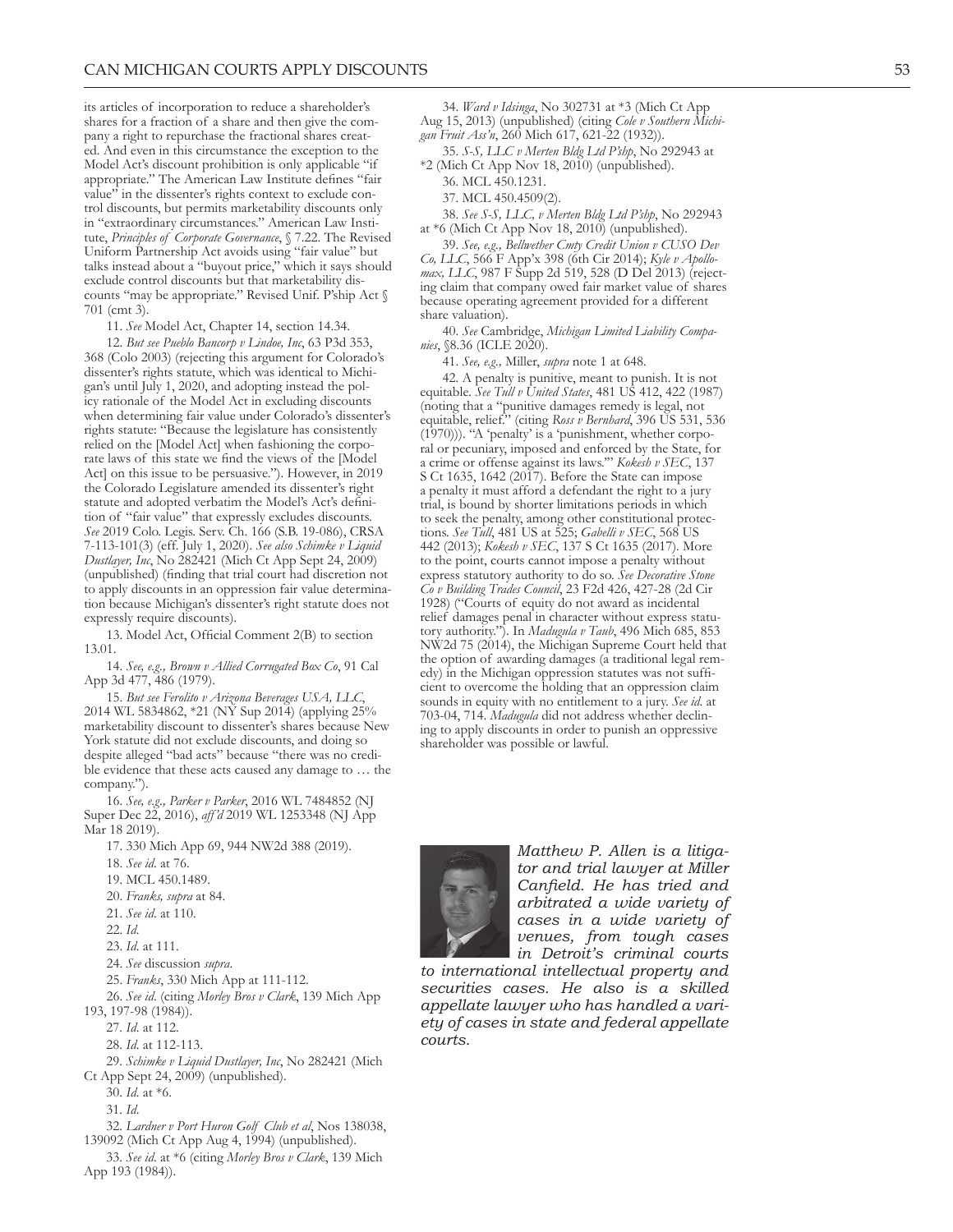its articles of incorporation to reduce a shareholder's shares for a fraction of a share and then give the company a right to repurchase the fractional shares created. And even in this circumstance the exception to the Model Act's discount prohibition is only applicable "if appropriate." The American Law Institute defines "fair value" in the dissenter's rights context to exclude control discounts, but permits marketability discounts only in "extraordinary circumstances." American Law Institute, *Principles of Corporate Governance*, § 7.22. The Revised Uniform Partnership Act avoids using "fair value" but talks instead about a "buyout price," which it says should exclude control discounts but that marketability discounts "may be appropriate." Revised Unif. P'ship Act § 701 (cmt 3).

11. *See* Model Act, Chapter 14, section 14.34.

12. *But see Pueblo Bancorp v Lindoe, Inc*, 63 P3d 353, 368 (Colo 2003) (rejecting this argument for Colorado's dissenter's rights statute, which was identical to Michigan's until July 1, 2020, and adopting instead the policy rationale of the Model Act in excluding discounts when determining fair value under Colorado's dissenter's rights statute: "Because the legislature has consistently relied on the [Model Act] when fashioning the corporate laws of this state we find the views of the [Model Act] on this issue to be persuasive."). However, in 2019 the Colorado Legislature amended its dissenter's right statute and adopted verbatim the Model's Act's definition of "fair value" that expressly excludes discounts. *See* 2019 Colo. Legis. Serv. Ch. 166 (S.B. 19-086), CRSA 7-113-101(3) (eff. July 1, 2020). *See also Schimke v Liquid Dustlayer, Inc*, No 282421 (Mich Ct App Sept 24, 2009) (unpublished) (finding that trial court had discretion not to apply discounts in an oppression fair value determination because Michigan's dissenter's right statute does not expressly require discounts).

13. Model Act, Official Comment 2(B) to section 13.01.

14. *See, e.g., Brown v Allied Corrugated Box Co*, 91 Cal App 3d 477, 486 (1979).

15. *But see Ferolito v Arizona Beverages USA, LLC*, 2014 WL 5834862, *21 (NY Sup 2014) (applying 25% marketability discount to dissenter's shares because New York statute did not exclude discounts, and doing so despite alleged "bad acts" because "there was no credible evidence that these acts caused any damage to … the company.").

16. *See, e.g., Parker v Parker*, 2016 WL 7484852 (NJ Super Dec 22, 2016), *aff'd* 2019 WL 1253348 (NJ App Mar 18 2019).

17. 330 Mich App 69, 944 NW2d 388 (2019).

18. *See id.* at 76.

19. MCL 450.1489.

20. *Franks, supra* at 84.

21. *See id.* at 110.

22. *Id.*

23. *Id.* at 111.

24. *See* discussion *supra*.

25. *Franks*, 330 Mich App at 111-112.

26. *See id.* (citing *Morley Bros v Clark*, 139 Mich App 193, 197-98 (1984)).

27. *Id.* at 112.

28. *Id.* at 112-113.

29. *Schimke v Liquid Dustlayer, Inc*, No 282421 (Mich Ct App Sept 24, 2009) (unpublished).

30. *Id.* at *6.

31. *Id.*

32. *Lardner v Port Huron Golf Club et al*, Nos 138038, 139092 (Mich Ct App Aug 4, 1994) (unpublished).

33. *See id.* at *6 (citing *Morley Bros v Clark*, 139 Mich App 193 (1984)).

34. *Ward v Idsinga*, No 302731 at *3 (Mich Ct App Aug 15, 2013) (unpublished) (citing *Cole v Southern Michigan Fruit Ass'n*, 260 Mich 617, 621-22 (1932)).

35. *S-S, LLC v Merten Bldg Ltd P'shp*, No 292943 at *2 (Mich Ct App Nov 18, 2010) (unpublished).

36. MCL 450.1231.

37. MCL 450.4509(2).

38. *See S-S, LLC, v Merten Bldg Ltd P'shp*, No 292943 at *6 (Mich Ct App Nov 18, 2010) (unpublished).

39. *See, e.g., Bellwether Cmty Credit Union v CUSO Dev Co, LLC*, 566 F App'x 398 (6th Cir 2014); *Kyle v Apollomax, LLC*, 987 F Supp 2d 519, 528 (D Del 2013) (rejecting claim that company owed fair market value of shares because operating agreement provided for a different share valuation).

40. *See* Cambridge, *Michigan Limited Liability Companies*, §8.36 (ICLE 2020).

41. *See, e.g.,* Miller, *supra* note 1 at 648.

42. A penalty is punitive, meant to punish. It is not equitable. *See Tull v United States*, 481 US 412, 422 (1987) (noting that a "punitive damages remedy is legal, not equitable, relief." (citing *Ross v Bernhard*, 396 US 531, 536 (1970))). "A 'penalty' is a 'punishment, whether corporal or pecuniary, imposed and enforced by the State, for a crime or offense against its laws.'" *Kokesh v SEC*, 137 S Ct 1635, 1642 (2017). Before the State can impose a penalty it must afford a defendant the right to a jury trial, is bound by shorter limitations periods in which to seek the penalty, among other constitutional protections. *See Tull*, 481 US at 525; *Gabelli v SEC*, 568 US 442 (2013); *Kokesh v SEC*, 137 S Ct 1635 (2017). More to the point, courts cannot impose a penalty without express statutory authority to do so. *See Decorative Stone Co v Building Trades Council*, 23 F2d 426, 427-28 (2d Cir 1928) ("Courts of equity do not award as incidental relief damages penal in character without express statutory authority."). In *Madugula v Taub*, 496 Mich 685, 853 NW2d 75 (2014), the Michigan Supreme Court held that the option of awarding damages (a traditional legal remedy) in the Michigan oppression statutes was not sufficient to overcome the holding that an oppression claim sounds in equity with no entitlement to a jury. *See id.* at 703-04, 714. *Madugula* did not address whether declining to apply discounts in order to punish an oppressive shareholder was possible or lawful.

*Matthew P. Allen is a litigator and trial lawyer at Miller Canfield. He has tried and arbitrated a wide variety of cases in a wide variety of venues, from tough cases in Detroit's criminal courts to international intellectual property and securities cases. He also is a skilled appellate lawyer who has handled a variety of cases in state and federal appellate courts.*